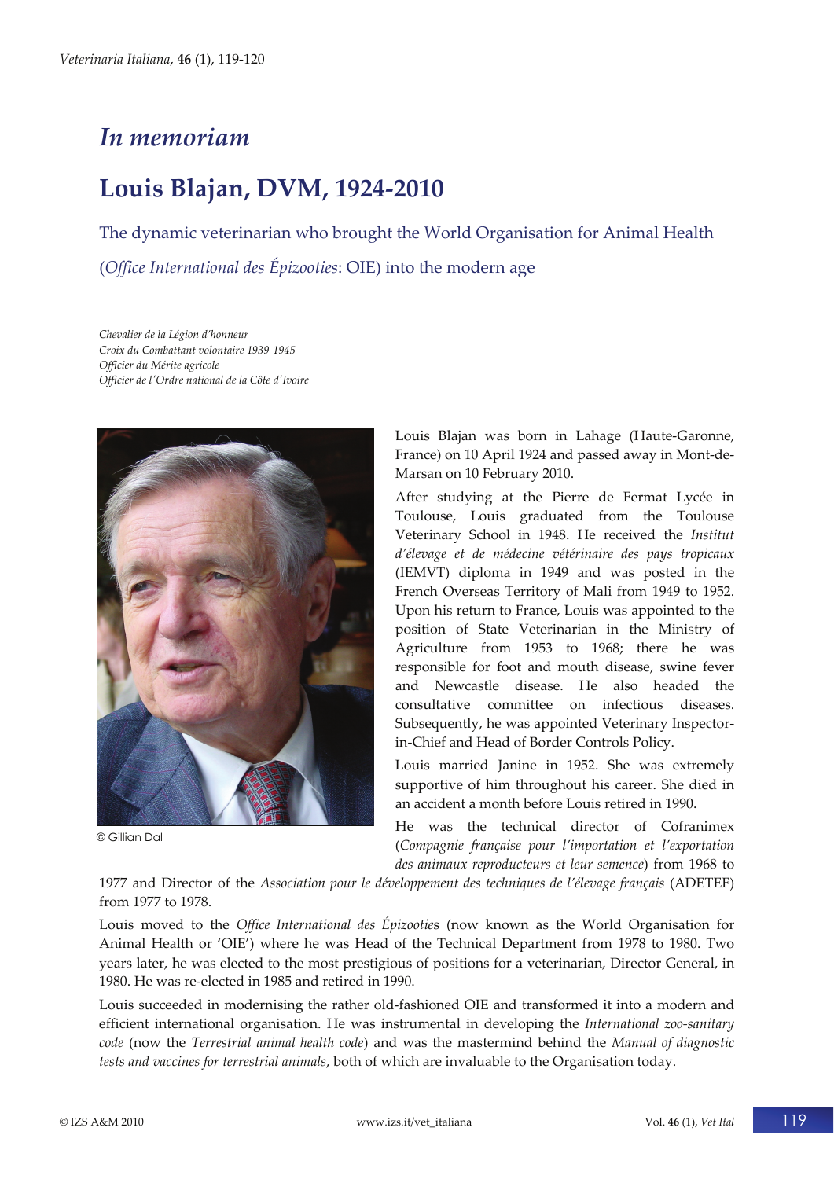# *In memoriam*

# Louis Blajan, DVM, 1924-2010

## The dynamic veterinarian who brought the World Organisation for Animal Health (*Office International des Épizooties*: OIE) into the modern age

*Chevalier de la Légion d'honneur*
*Croix du Combattant volontaire 1939-1945*
*Officier du Mérite agricole*
*Officier de l'Ordre national de la Côte d'Ivoire*

© Gillian Dal

Louis Blajan was born in Lahage (Haute-Garonne, France) on 10 April 1924 and passed away in Mont-de-Marsan on 10 February 2010.

After studying at the Pierre de Fermat Lycée in Toulouse, Louis graduated from the Toulouse Veterinary School in 1948. He received the *Institut d'élevage et de médecine vétérinaire des pays tropicaux* (IEMVT) diploma in 1949 and was posted in the French Overseas Territory of Mali from 1949 to 1952. Upon his return to France, Louis was appointed to the position of State Veterinarian in the Ministry of Agriculture from 1953 to 1968; there he was responsible for foot and mouth disease, swine fever and Newcastle disease. He also headed the consultative committee on infectious diseases. Subsequently, he was appointed Veterinary Inspector-in-Chief and Head of Border Controls Policy.

Louis married Janine in 1952. She was extremely supportive of him throughout his career. She died in an accident a month before Louis retired in 1990.

He was the technical director of Cofranimex (*Compagnie française pour l'importation et l'exportation des animaux reproducteurs et leur semence*) from 1968 to 1977 and Director of the *Association pour le développement des techniques de l'élevage français* (ADETEF) from 1977 to 1978.

Louis moved to the *Office International des Épizootie*s (now known as the World Organisation for Animal Health or 'OIE') where he was Head of the Technical Department from 1978 to 1980. Two years later, he was elected to the most prestigious of positions for a veterinarian, Director General, in 1980. He was re-elected in 1985 and retired in 1990.

Louis succeeded in modernising the rather old-fashioned OIE and transformed it into a modern and efficient international organisation. He was instrumental in developing the *International zoo-sanitary code* (now the *Terrestrial animal health code*) and was the mastermind behind the *Manual of diagnostic tests and vaccines for terrestrial animals*, both of which are invaluable to the Organisation today.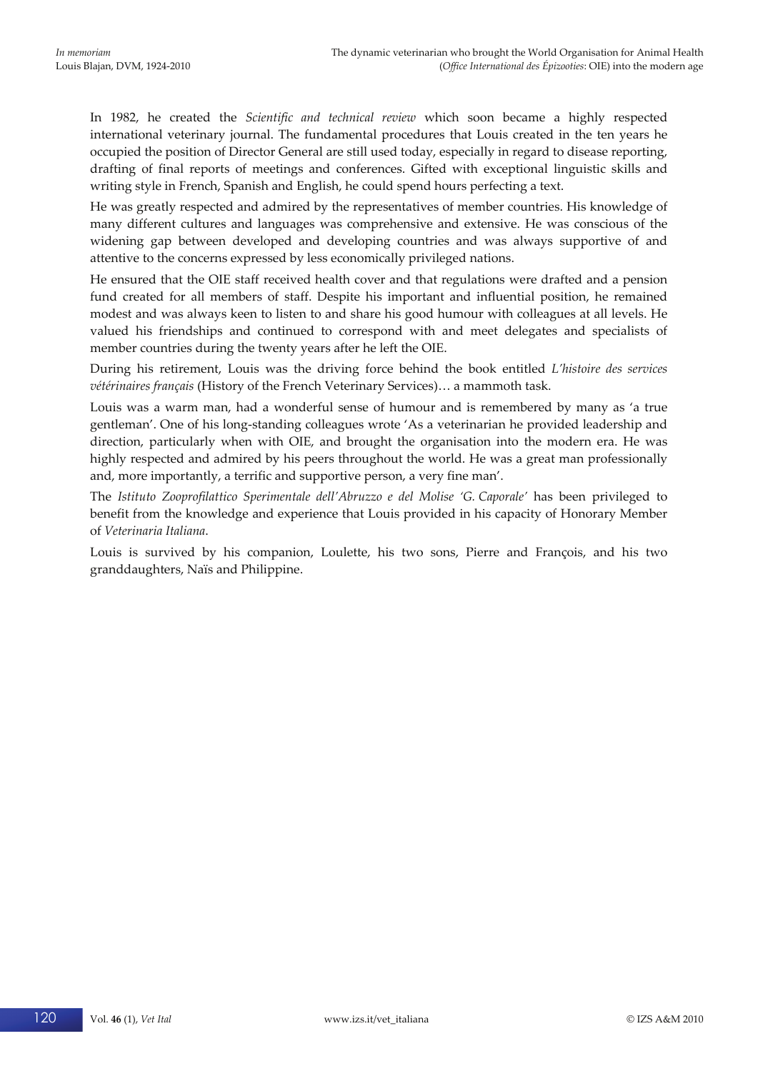In 1982, he created the *Scientific and technical review* which soon became a highly respected international veterinary journal. The fundamental procedures that Louis created in the ten years he occupied the position of Director General are still used today, especially in regard to disease reporting, drafting of final reports of meetings and conferences. Gifted with exceptional linguistic skills and writing style in French, Spanish and English, he could spend hours perfecting a text.

He was greatly respected and admired by the representatives of member countries. His knowledge of many different cultures and languages was comprehensive and extensive. He was conscious of the widening gap between developed and developing countries and was always supportive of and attentive to the concerns expressed by less economically privileged nations.

He ensured that the OIE staff received health cover and that regulations were drafted and a pension fund created for all members of staff. Despite his important and influential position, he remained modest and was always keen to listen to and share his good humour with colleagues at all levels. He valued his friendships and continued to correspond with and meet delegates and specialists of member countries during the twenty years after he left the OIE.

During his retirement, Louis was the driving force behind the book entitled *L'histoire des services vétérinaires français* (History of the French Veterinary Services)… a mammoth task.

Louis was a warm man, had a wonderful sense of humour and is remembered by many as 'a true gentleman'. One of his long-standing colleagues wrote 'As a veterinarian he provided leadership and direction, particularly when with OIE, and brought the organisation into the modern era. He was highly respected and admired by his peers throughout the world. He was a great man professionally and, more importantly, a terrific and supportive person, a very fine man'.

The *Istituto Zooprofilattico Sperimentale dell'Abruzzo e del Molise 'G. Caporale'* has been privileged to benefit from the knowledge and experience that Louis provided in his capacity of Honorary Member of *Veterinaria Italiana*.

Louis is survived by his companion, Loulette, his two sons, Pierre and François, and his two granddaughters, Naïs and Philippine.